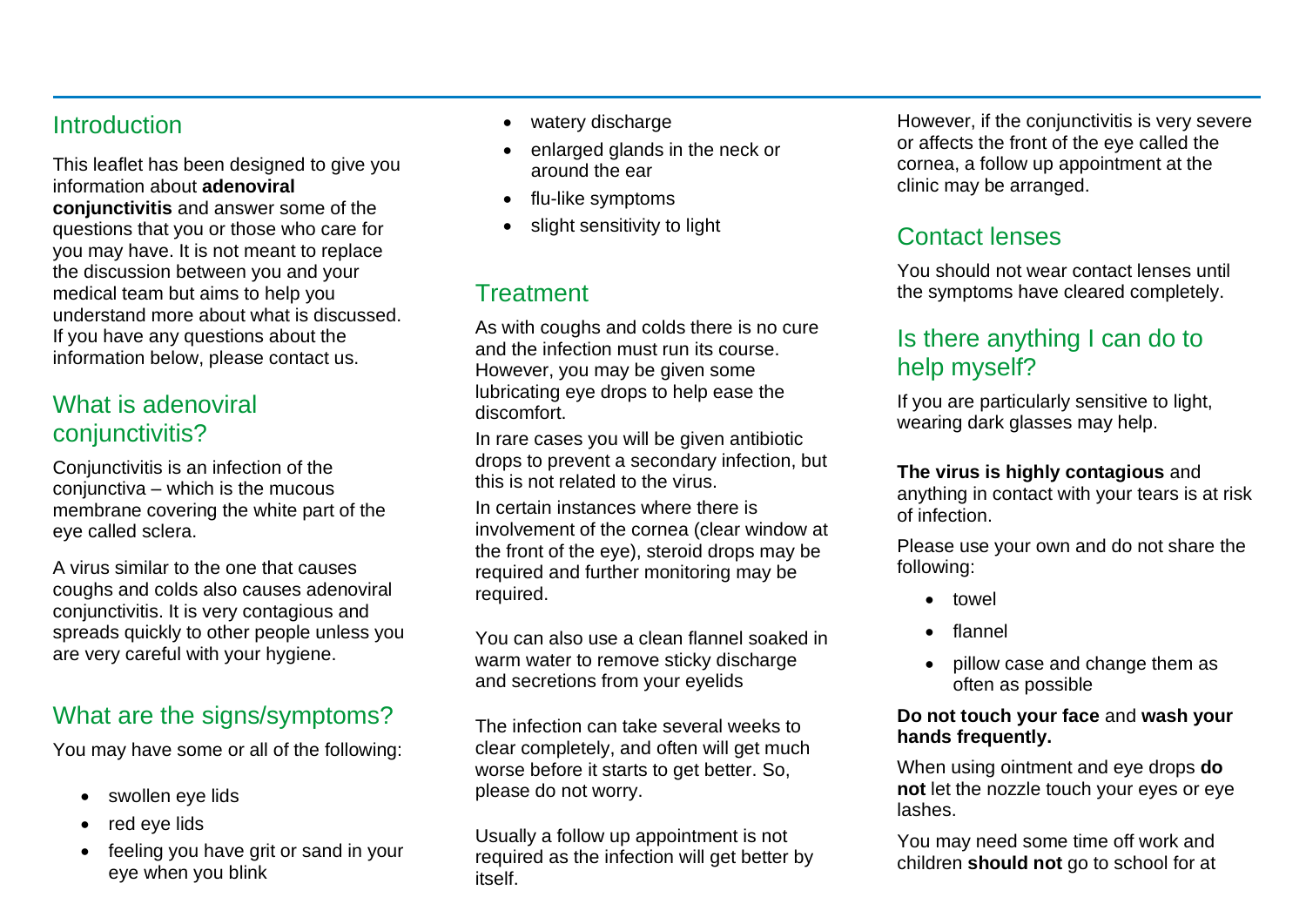## Introduction

This leaflet has been designed to give you information about **adenoviral conjunctivitis** and answer some of the questions that you or those who care for you may have. It is not meant to replace the discussion between you and your medical team but aims to help you understand more about what is discussed. If you have any questions about the information below, please contact us.

## What is adenoviral conjunctivitis?

Conjunctivitis is an infection of the conjunctiva – which is the mucous membrane covering the white part of the eye called sclera.

A virus similar to the one that causes coughs and colds also causes adenoviral conjunctivitis. It is very contagious and spreads quickly to other people unless you are very careful with your hygiene.

## What are the signs/symptoms?

You may have some or all of the following:

- swollen eye lids
- red eye lids
- feeling you have grit or sand in your eye when you blink
- watery discharge
- enlarged glands in the neck or around the ear
- flu-like symptoms
- slight sensitivity to light

## Treatment

As with coughs and colds there is no cure and the infection must run its course. However, you may be given some lubricating eye drops to help ease the discomfort.

In rare cases you will be given antibiotic drops to prevent a secondary infection, but this is not related to the virus.

In certain instances where there is involvement of the cornea (clear window at the front of the eye), steroid drops may be required and further monitoring may be required.

You can also use a clean flannel soaked in warm water to remove sticky discharge and secretions from your eyelids

The infection can take several weeks to clear completely, and often will get much worse before it starts to get better. So, please do not worry.

Usually a follow up appointment is not required as the infection will get better by itself.

However, if the conjunctivitis is very severe or affects the front of the eye called the cornea, a follow up appointment at the clinic may be arranged.

## Contact lenses

You should not wear contact lenses until the symptoms have cleared completely.

## Is there anything I can do to help myself?

If you are particularly sensitive to light, wearing dark glasses may help.

**The virus is highly contagious** and anything in contact with your tears is at risk of infection.

Please use your own and do not share the following:

- towel
- flannel
- pillow case and change them as often as possible

**Do not touch your face** and **wash your hands frequently.**

When using ointment and eye drops **do not** let the nozzle touch your eyes or eye lashes.

You may need some time off work and children **should not** go to school for at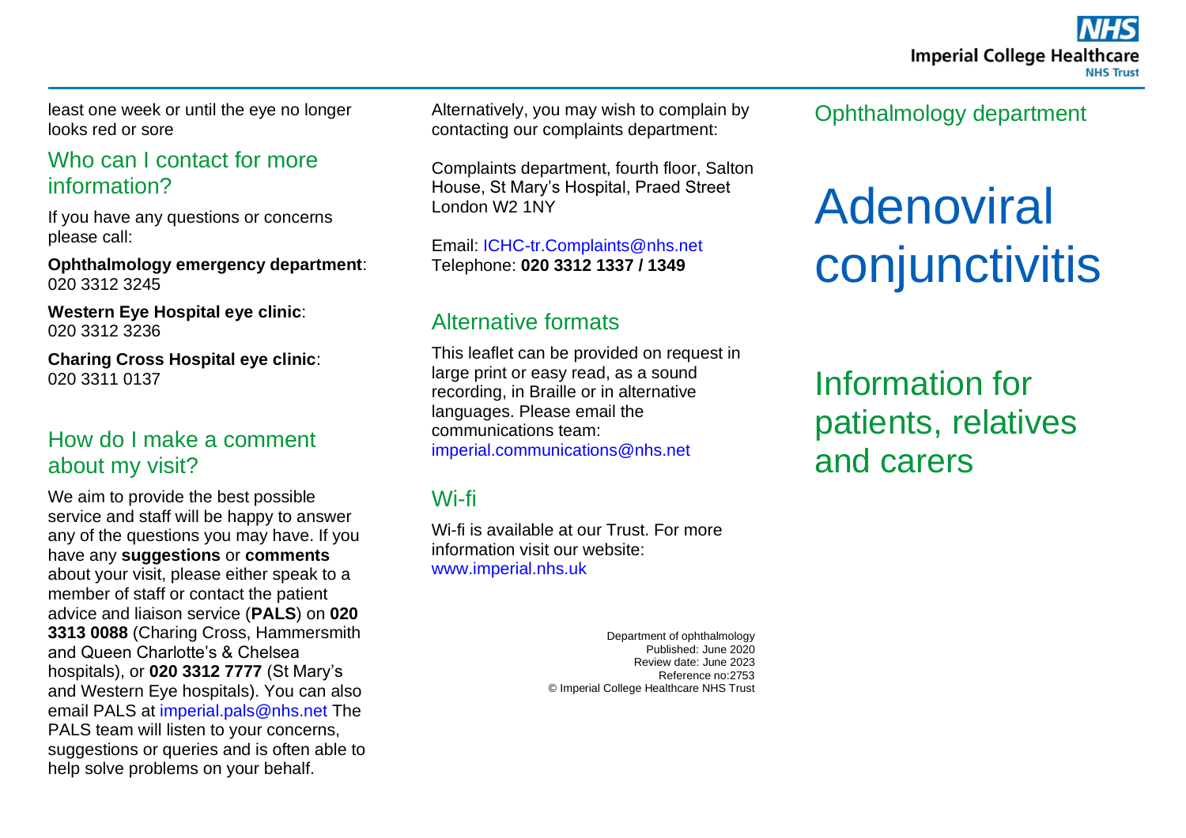least one week or until the eye no longer looks red or sore

## Who can I contact for more information?

If you have any questions or concerns please call:

**Ophthalmology emergency department**: 020 3312 3245

**Western Eye Hospital eye clinic**: 020 3312 3236

**Charing Cross Hospital eye clinic**: 020 3311 0137

## How do I make a comment about my visit?

We aim to provide the best possible service and staff will be happy to answer any of the questions you may have. If you have any **suggestions** or **comments** about your visit, please either speak to a member of staff or contact the patient advice and liaison service (**PALS**) on **020 3313 0088** (Charing Cross, Hammersmith and Queen Charlotte's & Chelsea hospitals), or **020 3312 7777** (St Mary's and Western Eye hospitals). You can also email PALS at imperial.pals@nhs.net The PALS team will listen to your concerns, suggestions or queries and is often able to help solve problems on your behalf.

Alternatively, you may wish to complain by contacting our complaints department:

Complaints department, fourth floor, Salton House, St Mary's Hospital, Praed Street London W2 1NY

Email: ICHC-tr.Complaints@nhs.net
Telephone: **020 3312 1337 / 1349**

## Alternative formats

This leaflet can be provided on request in large print or easy read, as a sound recording, in Braille or in alternative languages. Please email the communications team: imperial.communications@nhs.net

## Wi-fi

Wi-fi is available at our Trust. For more information visit our website: www.imperial.nhs.uk

Department of ophthalmology
Published: June 2020
Review date: June 2023
Reference no:2753
© Imperial College Healthcare NHS Trust

NHS Imperial College Healthcare NHS Trust

Ophthalmology department

# Adenoviral conjunctivitis

## Information for patients, relatives and carers